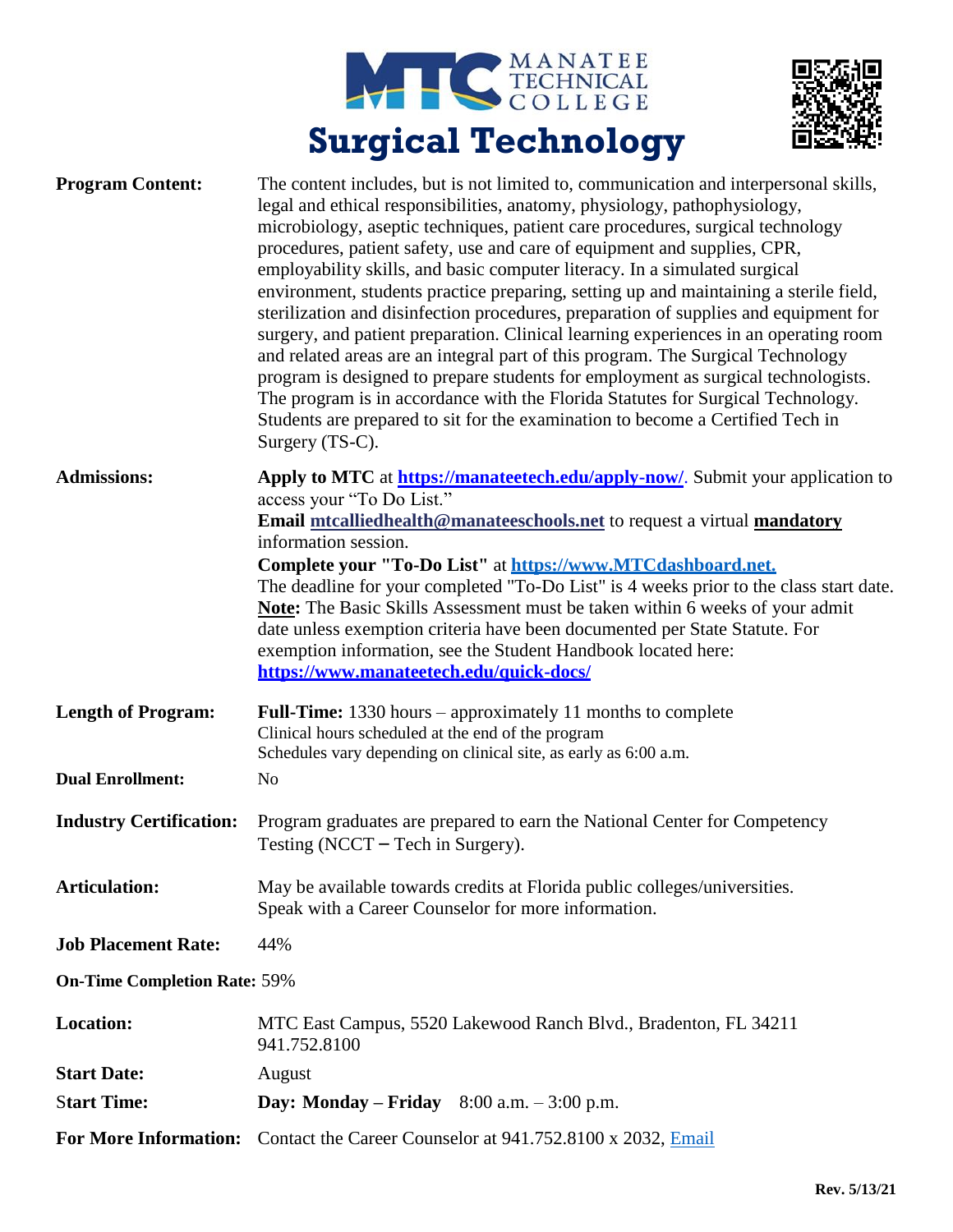MANATEE TECHNICAL COLLEGE

# Surgical Technology

**Program Content:** The content includes, but is not limited to, communication and interpersonal skills, legal and ethical responsibilities, anatomy, physiology, pathophysiology, microbiology, aseptic techniques, patient care procedures, surgical technology procedures, patient safety, use and care of equipment and supplies, CPR, employability skills, and basic computer literacy. In a simulated surgical environment, students practice preparing, setting up and maintaining a sterile field, sterilization and disinfection procedures, preparation of supplies and equipment for surgery, and patient preparation. Clinical learning experiences in an operating room and related areas are an integral part of this program. The Surgical Technology program is designed to prepare students for employment as surgical technologists. The program is in accordance with the Florida Statutes for Surgical Technology. Students are prepared to sit for the examination to become a Certified Tech in Surgery (TS-C).

**Admissions:** **Apply to MTC** at **https://manateetech.edu/apply-now/**. Submit your application to access your "To Do List."
**Email** **mtcalliedhealth@manateeschools.net** to request a virtual **mandatory** information session.
**Complete your "To-Do List"** at **https://www.MTCdashboard.net.**
The deadline for your completed "To-Do List" is 4 weeks prior to the class start date.
**Note:** The Basic Skills Assessment must be taken within 6 weeks of your admit date unless exemption criteria have been documented per State Statute. For exemption information, see the Student Handbook located here: **https://www.manateetech.edu/quick-docs/**

**Length of Program:** **Full-Time:** 1330 hours – approximately 11 months to complete
Clinical hours scheduled at the end of the program
Schedules vary depending on clinical site, as early as 6:00 a.m.

**Dual Enrollment:** No

**Industry Certification:** Program graduates are prepared to earn the National Center for Competency Testing (NCCT – Tech in Surgery).

**Articulation:** May be available towards credits at Florida public colleges/universities. Speak with a Career Counselor for more information.

**Job Placement Rate:** 44%

**On-Time Completion Rate:** 59%

**Location:** MTC East Campus, 5520 Lakewood Ranch Blvd., Bradenton, FL 34211
941.752.8100

**Start Date:** August

**Start Time:** **Day: Monday – Friday** 8:00 a.m. – 3:00 p.m.

**For More Information:** Contact the Career Counselor at 941.752.8100 x 2032, Email

Rev. 5/13/21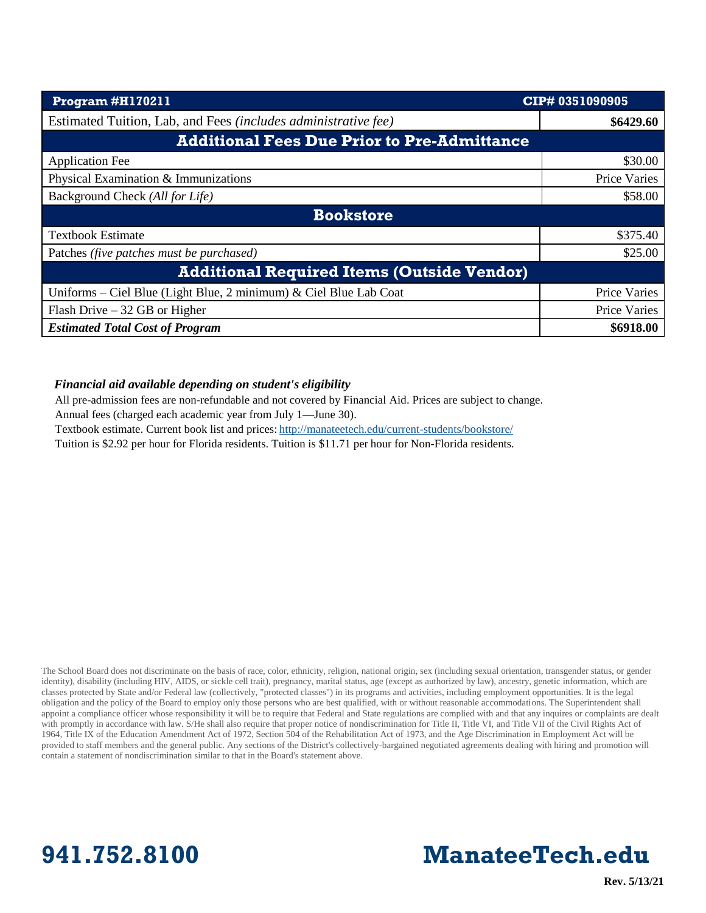| Program #H170211 | CIP# 0351090905 |
|---|---|
| Estimated Tuition, Lab, and Fees *(includes administrative fee)* | **$6429.60** |
| **Additional Fees Due Prior to Pre-Admittance** | |
| Application Fee | $30.00 |
| Physical Examination & Immunizations | Price Varies |
| Background Check *(All for Life)* | $58.00 |
| **Bookstore** | |
| Textbook Estimate | $375.40 |
| Patches *(five patches must be purchased)* | $25.00 |
| **Additional Required Items (Outside Vendor)** | |
| Uniforms – Ciel Blue (Light Blue, 2 minimum) & Ciel Blue Lab Coat | Price Varies |
| Flash Drive – 32 GB or Higher | Price Varies |
| ***Estimated Total Cost of Program*** | **$6918.00** |

***Financial aid available depending on student's eligibility***

All pre-admission fees are non-refundable and not covered by Financial Aid. Prices are subject to change.
Annual fees (charged each academic year from July 1—June 30).
Textbook estimate. Current book list and prices: http://manateetech.edu/current-students/bookstore/
Tuition is $2.92 per hour for Florida residents. Tuition is $11.71 per hour for Non-Florida residents.

The School Board does not discriminate on the basis of race, color, ethnicity, religion, national origin, sex (including sexual orientation, transgender status, or gender identity), disability (including HIV, AIDS, or sickle cell trait), pregnancy, marital status, age (except as authorized by law), ancestry, genetic information, which are classes protected by State and/or Federal law (collectively, "protected classes") in its programs and activities, including employment opportunities. It is the legal obligation and the policy of the Board to employ only those persons who are best qualified, with or without reasonable accommodations. The Superintendent shall appoint a compliance officer whose responsibility it will be to require that Federal and State regulations are complied with and that any inquires or complaints are dealt with promptly in accordance with law. S/He shall also require that proper notice of nondiscrimination for Title II, Title VI, and Title VII of the Civil Rights Act of 1964, Title IX of the Education Amendment Act of 1972, Section 504 of the Rehabilitation Act of 1973, and the Age Discrimination in Employment Act will be provided to staff members and the general public. Any sections of the District's collectively-bargained negotiated agreements dealing with hiring and promotion will contain a statement of nondiscrimination similar to that in the Board's statement above.

**941.752.8100** **ManateeTech.edu**

Rev. 5/13/21